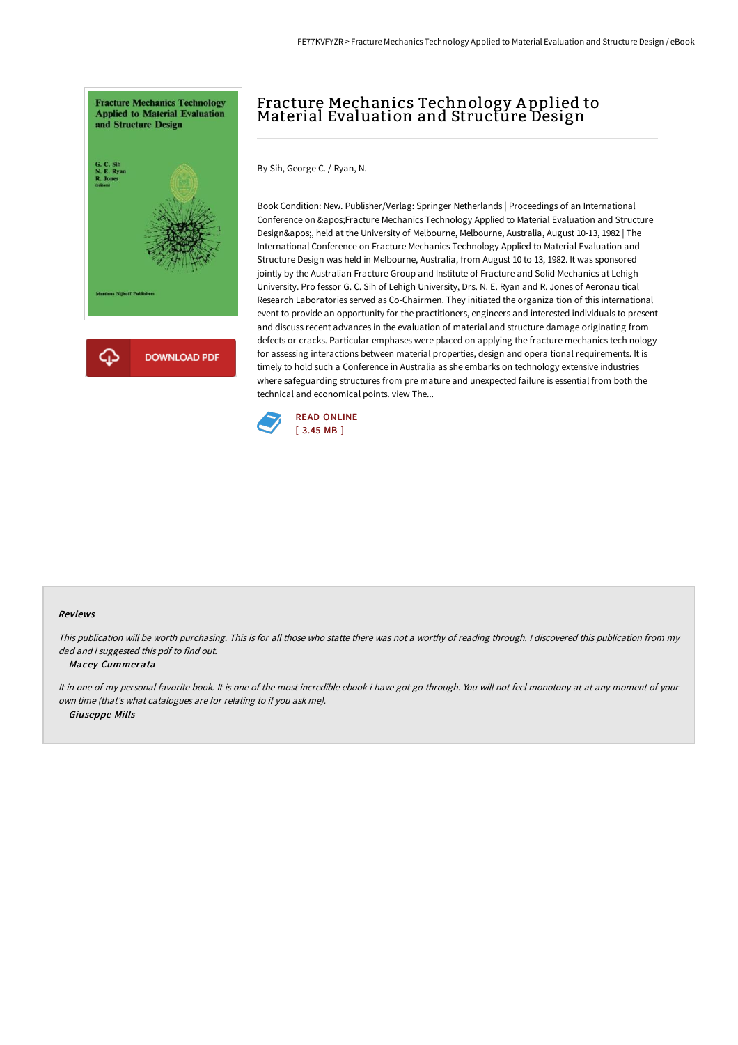# Fracture Mechanics Technology Applied to Material Evaluation and Structure Design

By Sih, George C. / Ryan, N.

Book Condition: New. Publisher/Verlag: Springer Netherlands | Proceedings of an International Conference on &apos;Fracture Mechanics Technology Applied to Material Evaluation and Structure Design&apos;, held at the University of Melbourne, Melbourne, Australia, August 10-13, 1982 | The International Conference on Fracture Mechanics Technology Applied to Material Evaluation and Structure Design was held in Melbourne, Australia, from August 10 to 13, 1982. It was sponsored jointly by the Australian Fracture Group and Institute of Fracture and Solid Mechanics at Lehigh University. Pro fessor G. C. Sih of Lehigh University, Drs. N. E. Ryan and R. Jones of Aeronau tical Research Laboratories served as Co-Chairmen. They initiated the organiza tion of this international event to provide an opportunity for the practitioners, engineers and interested individuals to present and discuss recent advances in the evaluation of material and structure damage originating from defects or cracks. Particular emphases were placed on applying the fracture mechanics tech nology for assessing interactions between material properties, design and opera tional requirements. It is timely to hold such a Conference in Australia as she embarks on technology extensive industries where safeguarding structures from pre mature and unexpected failure is essential from both the technical and economical points. view The...

READ ONLINE
[ 3.45 MB ]

DOWNLOAD PDF

### Reviews

*This publication will be worth purchasing. This is for all those who statte there was not a worthy of reading through. I discovered this publication from my dad and i suggested this pdf to find out.*

-- *Macey Cummerata*

*It in one of my personal favorite book. It is one of the most incredible ebook i have got go through. You will not feel monotony at at any moment of your own time (that's what catalogues are for relating to if you ask me).*

-- *Giuseppe Mills*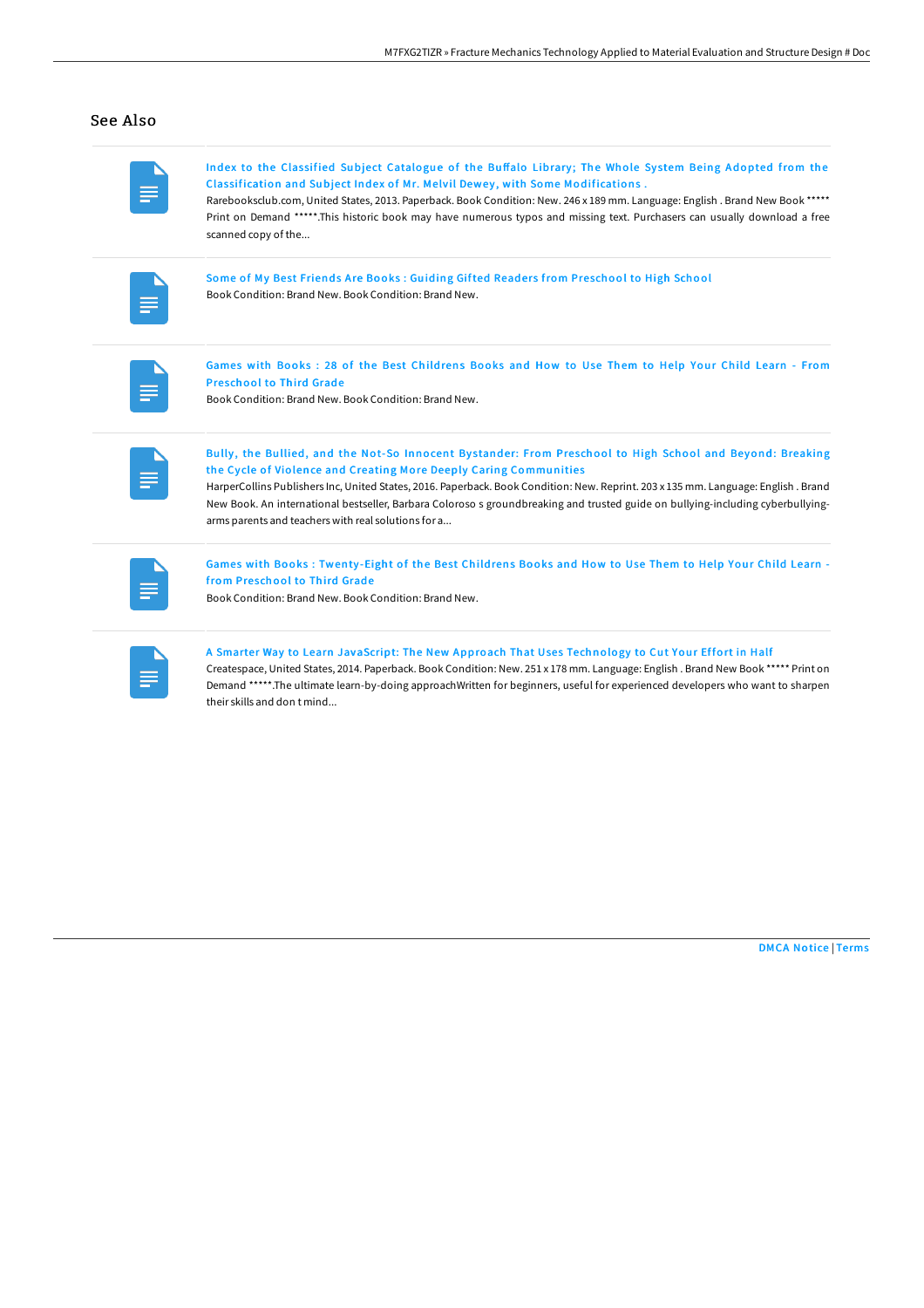## See Also

**Index to the Classified Subject Catalogue of the Buffalo Library; The Whole System Being Adopted from the Classification and Subject Index of Mr. Melvil Dewey, with Some Modifications .**

Rarebooksclub.com, United States, 2013. Paperback. Book Condition: New. 246 x 189 mm. Language: English . Brand New Book ***** Print on Demand *****.This historic book may have numerous typos and missing text. Purchasers can usually download a free scanned copy of the...

**Some of My Best Friends Are Books : Guiding Gifted Readers from Preschool to High School**

Book Condition: Brand New. Book Condition: Brand New.

**Games with Books : 28 of the Best Childrens Books and How to Use Them to Help Your Child Learn - From Preschool to Third Grade**

Book Condition: Brand New. Book Condition: Brand New.

**Bully, the Bullied, and the Not-So Innocent Bystander: From Preschool to High School and Beyond: Breaking the Cycle of Violence and Creating More Deeply Caring Communities**

HarperCollins Publishers Inc, United States, 2016. Paperback. Book Condition: New. Reprint. 203 x 135 mm. Language: English . Brand New Book. An international bestseller, Barbara Coloroso s groundbreaking and trusted guide on bullying-including cyberbullying-arms parents and teachers with real solutions for a...

**Games with Books : Twenty-Eight of the Best Childrens Books and How to Use Them to Help Your Child Learn - from Preschool to Third Grade**

Book Condition: Brand New. Book Condition: Brand New.

**A Smarter Way to Learn JavaScript: The New Approach That Uses Technology to Cut Your Effort in Half**

Createspace, United States, 2014. Paperback. Book Condition: New. 251 x 178 mm. Language: English . Brand New Book ***** Print on Demand *****.The ultimate learn-by-doing approachWritten for beginners, useful for experienced developers who want to sharpen their skills and don t mind...